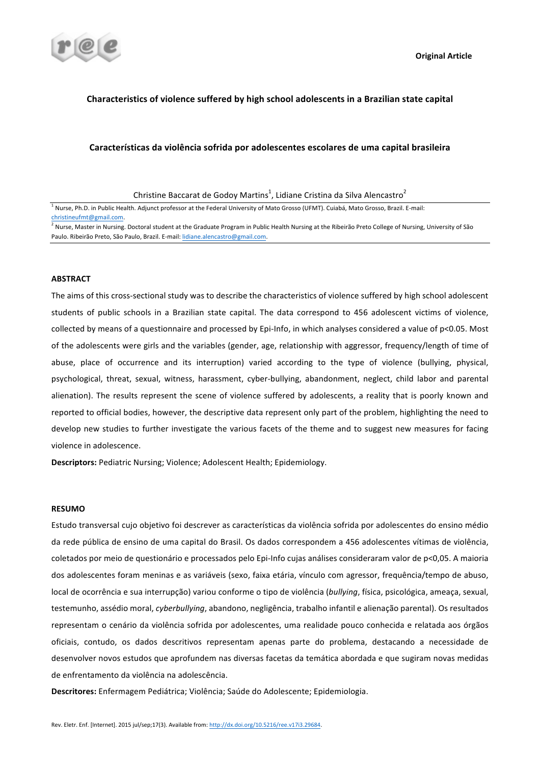Original Article

# Characteristics of violence suffered by high school adolescents in a Brazilian state capital

# Características da violência sofrida por adolescentes escolares de uma capital brasileira

Christine Baccarat de Godoy Martins[1], Lidiane Cristina da Silva Alencastro[2]

[1] Nurse, Ph.D. in Public Health. Adjunct professor at the Federal University of Mato Grosso (UFMT). Cuiabá, Mato Grosso, Brazil. E-mail: christineufmt@gmail.com.

[2] Nurse, Master in Nursing. Doctoral student at the Graduate Program in Public Health Nursing at the Ribeirão Preto College of Nursing, University of São Paulo. Ribeirão Preto, São Paulo, Brazil. E-mail: lidiane.alencastro@gmail.com.

## ABSTRACT

The aims of this cross-sectional study was to describe the characteristics of violence suffered by high school adolescent students of public schools in a Brazilian state capital. The data correspond to 456 adolescent victims of violence, collected by means of a questionnaire and processed by Epi-Info, in which analyses considered a value of $p<0.05$. Most of the adolescents were girls and the variables (gender, age, relationship with aggressor, frequency/length of time of abuse, place of occurrence and its interruption) varied according to the type of violence (bullying, physical, psychological, threat, sexual, witness, harassment, cyber-bullying, abandonment, neglect, child labor and parental alienation). The results represent the scene of violence suffered by adolescents, a reality that is poorly known and reported to official bodies, however, the descriptive data represent only part of the problem, highlighting the need to develop new studies to further investigate the various facets of the theme and to suggest new measures for facing violence in adolescence.

**Descriptors:** Pediatric Nursing; Violence; Adolescent Health; Epidemiology.

## RESUMO

Estudo transversal cujo objetivo foi descrever as características da violência sofrida por adolescentes do ensino médio da rede pública de ensino de uma capital do Brasil. Os dados correspondem a 456 adolescentes vítimas de violência, coletados por meio de questionário e processados pelo Epi-Info cujas análises consideraram valor de $p<0,05$. A maioria dos adolescentes foram meninas e as variáveis (sexo, faixa etária, vínculo com agressor, frequência/tempo de abuso, local de ocorrência e sua interrupção) variou conforme o tipo de violência (*bullying*, física, psicológica, ameaça, sexual, testemunho, assédio moral, *cyberbullying*, abandono, negligência, trabalho infantil e alienação parental). Os resultados representam o cenário da violência sofrida por adolescentes, uma realidade pouco conhecida e relatada aos órgãos oficiais, contudo, os dados descritivos representam apenas parte do problema, destacando a necessidade de desenvolver novos estudos que aprofundem nas diversas facetas da temática abordada e que sugiram novas medidas de enfrentamento da violência na adolescência.

**Descritores:** Enfermagem Pediátrica; Violência; Saúde do Adolescente; Epidemiologia.

Rev. Eletr. Enf. [Internet]. 2015 jul/sep;17(3). Available from: http://dx.doi.org/10.5216/ree.v17i3.29684.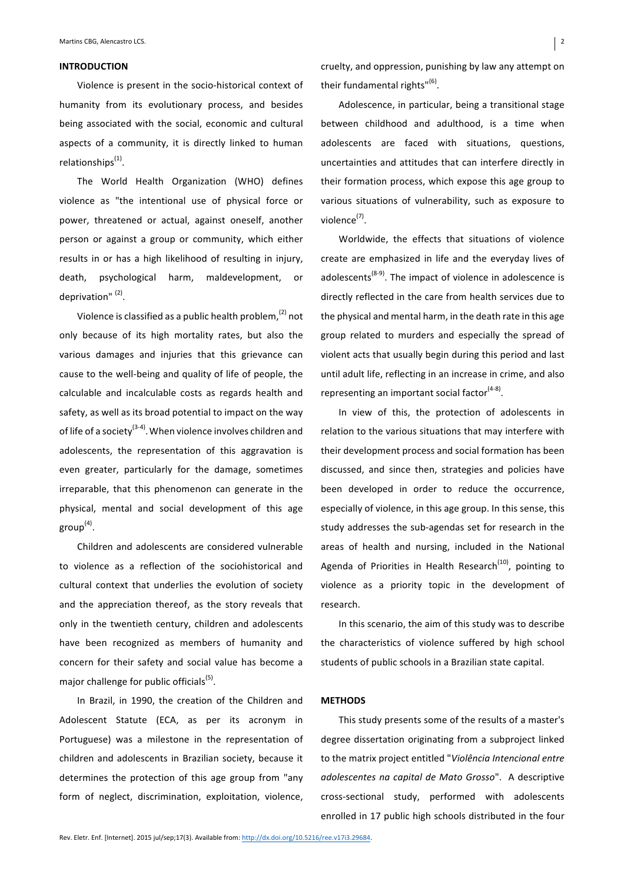## INTRODUCTION

Violence is present in the socio-historical context of humanity from its evolutionary process, and besides being associated with the social, economic and cultural aspects of a community, it is directly linked to human relationships[1].

The World Health Organization (WHO) defines violence as "the intentional use of physical force or power, threatened or actual, against oneself, another person or against a group or community, which either results in or has a high likelihood of resulting in injury, death, psychological harm, maldevelopment, or deprivation" [2].

Violence is classified as a public health problem,[2] not only because of its high mortality rates, but also the various damages and injuries that this grievance can cause to the well-being and quality of life of people, the calculable and incalculable costs as regards health and safety, as well as its broad potential to impact on the way of life of a society[3-4]. When violence involves children and adolescents, the representation of this aggravation is even greater, particularly for the damage, sometimes irreparable, that this phenomenon can generate in the physical, mental and social development of this age group[4].

Children and adolescents are considered vulnerable to violence as a reflection of the sociohistorical and cultural context that underlies the evolution of society and the appreciation thereof, as the story reveals that only in the twentieth century, children and adolescents have been recognized as members of humanity and concern for their safety and social value has become a major challenge for public officials[5].

In Brazil, in 1990, the creation of the Children and Adolescent Statute (ECA, as per its acronym in Portuguese) was a milestone in the representation of children and adolescents in Brazilian society, because it determines the protection of this age group from "any form of neglect, discrimination, exploitation, violence, cruelty, and oppression, punishing by law any attempt on their fundamental rights"[6].

Adolescence, in particular, being a transitional stage between childhood and adulthood, is a time when adolescents are faced with situations, questions, uncertainties and attitudes that can interfere directly in their formation process, which expose this age group to various situations of vulnerability, such as exposure to violence[7].

Worldwide, the effects that situations of violence create are emphasized in life and the everyday lives of adolescents[8-9]. The impact of violence in adolescence is directly reflected in the care from health services due to the physical and mental harm, in the death rate in this age group related to murders and especially the spread of violent acts that usually begin during this period and last until adult life, reflecting in an increase in crime, and also representing an important social factor[4-8].

In view of this, the protection of adolescents in relation to the various situations that may interfere with their development process and social formation has been discussed, and since then, strategies and policies have been developed in order to reduce the occurrence, especially of violence, in this age group. In this sense, this study addresses the sub-agendas set for research in the areas of health and nursing, included in the National Agenda of Priorities in Health Research[10], pointing to violence as a priority topic in the development of research.

In this scenario, the aim of this study was to describe the characteristics of violence suffered by high school students of public schools in a Brazilian state capital.

## METHODS

This study presents some of the results of a master's degree dissertation originating from a subproject linked to the matrix project entitled "*Violência Intencional entre adolescentes na capital de Mato Grosso*". A descriptive cross-sectional study, performed with adolescents enrolled in 17 public high schools distributed in the four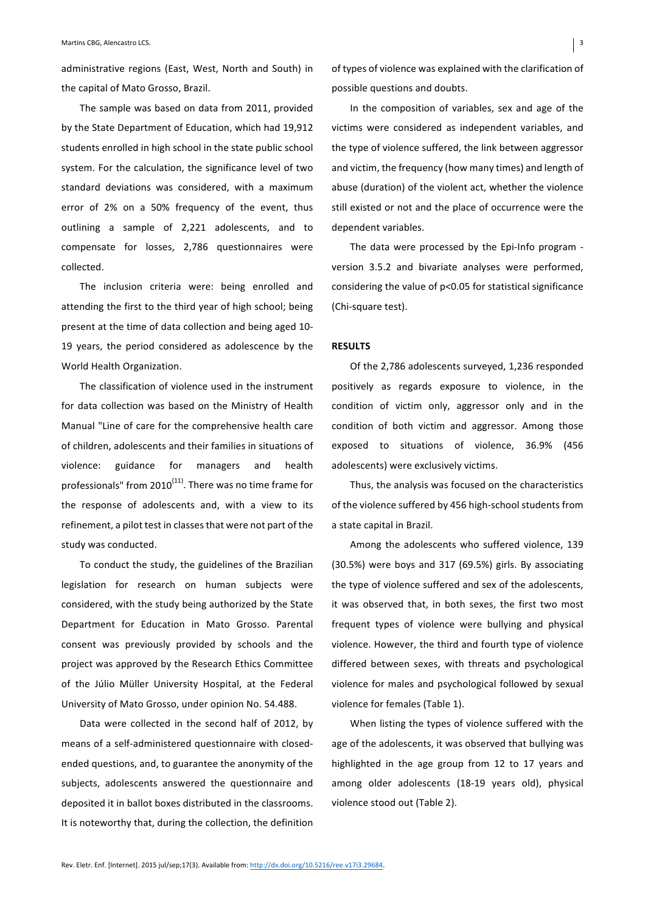administrative regions (East, West, North and South) in the capital of Mato Grosso, Brazil.

The sample was based on data from 2011, provided by the State Department of Education, which had 19,912 students enrolled in high school in the state public school system. For the calculation, the significance level of two standard deviations was considered, with a maximum error of 2% on a 50% frequency of the event, thus outlining a sample of 2,221 adolescents, and to compensate for losses, 2,786 questionnaires were collected.

The inclusion criteria were: being enrolled and attending the first to the third year of high school; being present at the time of data collection and being aged 10-19 years, the period considered as adolescence by the World Health Organization.

The classification of violence used in the instrument for data collection was based on the Ministry of Health Manual "Line of care for the comprehensive health care of children, adolescents and their families in situations of violence: guidance for managers and health professionals" from 2010[11]. There was no time frame for the response of adolescents and, with a view to its refinement, a pilot test in classes that were not part of the study was conducted.

To conduct the study, the guidelines of the Brazilian legislation for research on human subjects were considered, with the study being authorized by the State Department for Education in Mato Grosso. Parental consent was previously provided by schools and the project was approved by the Research Ethics Committee of the Júlio Müller University Hospital, at the Federal University of Mato Grosso, under opinion No. 54.488.

Data were collected in the second half of 2012, by means of a self-administered questionnaire with closed-ended questions, and, to guarantee the anonymity of the subjects, adolescents answered the questionnaire and deposited it in ballot boxes distributed in the classrooms. It is noteworthy that, during the collection, the definition of types of violence was explained with the clarification of possible questions and doubts.

In the composition of variables, sex and age of the victims were considered as independent variables, and the type of violence suffered, the link between aggressor and victim, the frequency (how many times) and length of abuse (duration) of the violent act, whether the violence still existed or not and the place of occurrence were the dependent variables.

The data were processed by the Epi-Info program - version 3.5.2 and bivariate analyses were performed, considering the value of $p<0.05$ for statistical significance (Chi-square test).

## RESULTS

Of the 2,786 adolescents surveyed, 1,236 responded positively as regards exposure to violence, in the condition of victim only, aggressor only and in the condition of both victim and aggressor. Among those exposed to situations of violence, 36.9% (456 adolescents) were exclusively victims.

Thus, the analysis was focused on the characteristics of the violence suffered by 456 high-school students from a state capital in Brazil.

Among the adolescents who suffered violence, 139 (30.5%) were boys and 317 (69.5%) girls. By associating the type of violence suffered and sex of the adolescents, it was observed that, in both sexes, the first two most frequent types of violence were bullying and physical violence. However, the third and fourth type of violence differed between sexes, with threats and psychological violence for males and psychological followed by sexual violence for females (Table 1).

When listing the types of violence suffered with the age of the adolescents, it was observed that bullying was highlighted in the age group from 12 to 17 years and among older adolescents (18-19 years old), physical violence stood out (Table 2).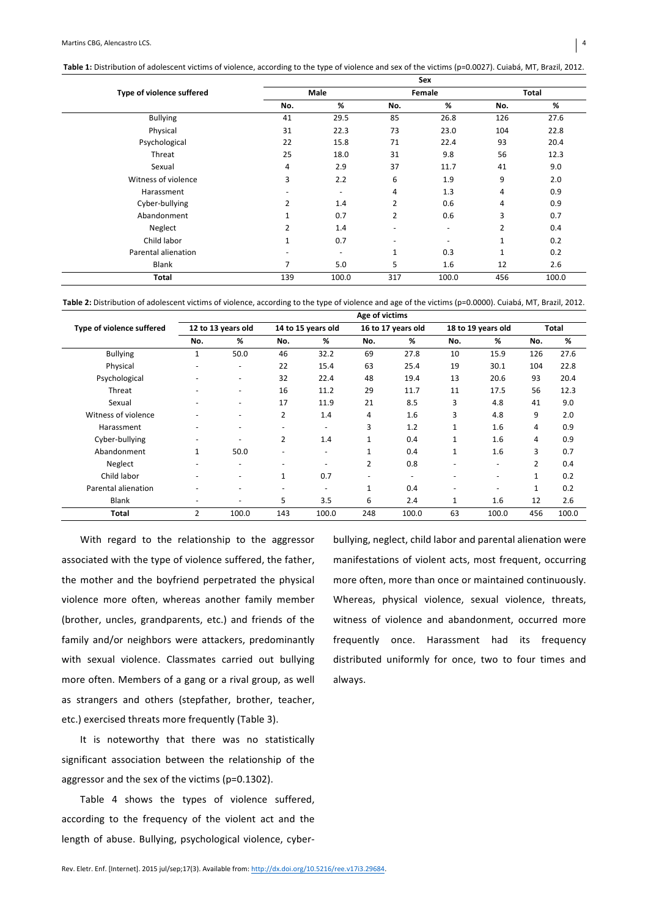**Table 1:** Distribution of adolescent victims of violence, according to the type of violence and sex of the victims (p=0.0027). Cuiabá, MT, Brazil, 2012.

| Type of violence suffered | Sex | | | | | |
|---|---|---|---|---|---|---|
| | Male | | Female | | Total | |
| | No. | % | No. | % | No. | % |
| Bullying | 41 | 29.5 | 85 | 26.8 | 126 | 27.6 |
| Physical | 31 | 22.3 | 73 | 23.0 | 104 | 22.8 |
| Psychological | 22 | 15.8 | 71 | 22.4 | 93 | 20.4 |
| Threat | 25 | 18.0 | 31 | 9.8 | 56 | 12.3 |
| Sexual | 4 | 2.9 | 37 | 11.7 | 41 | 9.0 |
| Witness of violence | 3 | 2.2 | 6 | 1.9 | 9 | 2.0 |
| Harassment | - | - | 4 | 1.3 | 4 | 0.9 |
| Cyber-bullying | 2 | 1.4 | 2 | 0.6 | 4 | 0.9 |
| Abandonment | 1 | 0.7 | 2 | 0.6 | 3 | 0.7 |
| Neglect | 2 | 1.4 | - | - | 2 | 0.4 |
| Child labor | 1 | 0.7 | - | - | 1 | 0.2 |
| Parental alienation | - | - | 1 | 0.3 | 1 | 0.2 |
| Blank | 7 | 5.0 | 5 | 1.6 | 12 | 2.6 |
| **Total** | 139 | 100.0 | 317 | 100.0 | 456 | 100.0 |

**Table 2:** Distribution of adolescent victims of violence, according to the type of violence and age of the victims (p=0.0000). Cuiabá, MT, Brazil, 2012.

| Type of violence suffered | Age of victims | | | | | | | | | |
|---|---|---|---|---|---|---|---|---|---|---|
| | 12 to 13 years old | | 14 to 15 years old | | 16 to 17 years old | | 18 to 19 years old | | Total | |
| | No. | % | No. | % | No. | % | No. | % | No. | % |
| Bullying | 1 | 50.0 | 46 | 32.2 | 69 | 27.8 | 10 | 15.9 | 126 | 27.6 |
| Physical | - | - | 22 | 15.4 | 63 | 25.4 | 19 | 30.1 | 104 | 22.8 |
| Psychological | - | - | 32 | 22.4 | 48 | 19.4 | 13 | 20.6 | 93 | 20.4 |
| Threat | - | - | 16 | 11.2 | 29 | 11.7 | 11 | 17.5 | 56 | 12.3 |
| Sexual | - | - | 17 | 11.9 | 21 | 8.5 | 3 | 4.8 | 41 | 9.0 |
| Witness of violence | - | - | 2 | 1.4 | 4 | 1.6 | 3 | 4.8 | 9 | 2.0 |
| Harassment | - | - | - | - | 3 | 1.2 | 1 | 1.6 | 4 | 0.9 |
| Cyber-bullying | - | - | 2 | 1.4 | 1 | 0.4 | 1 | 1.6 | 4 | 0.9 |
| Abandonment | 1 | 50.0 | - | - | 1 | 0.4 | 1 | 1.6 | 3 | 0.7 |
| Neglect | - | - | - | - | 2 | 0.8 | - | - | 2 | 0.4 |
| Child labor | - | - | 1 | 0.7 | - | - | - | - | 1 | 0.2 |
| Parental alienation | - | - | - | - | 1 | 0.4 | - | - | 1 | 0.2 |
| Blank | - | - | 5 | 3.5 | 6 | 2.4 | 1 | 1.6 | 12 | 2.6 |
| **Total** | 2 | 100.0 | 143 | 100.0 | 248 | 100.0 | 63 | 100.0 | 456 | 100.0 |

With regard to the relationship to the aggressor associated with the type of violence suffered, the father, the mother and the boyfriend perpetrated the physical violence more often, whereas another family member (brother, uncles, grandparents, etc.) and friends of the family and/or neighbors were attackers, predominantly with sexual violence. Classmates carried out bullying more often. Members of a gang or a rival group, as well as strangers and others (stepfather, brother, teacher, etc.) exercised threats more frequently (Table 3).

It is noteworthy that there was no statistically significant association between the relationship of the aggressor and the sex of the victims (p=0.1302).

Table 4 shows the types of violence suffered, according to the frequency of the violent act and the length of abuse. Bullying, psychological violence, cyber-bullying, neglect, child labor and parental alienation were manifestations of violent acts, most frequent, occurring more often, more than once or maintained continuously. Whereas, physical violence, sexual violence, threats, witness of violence and abandonment, occurred more frequently once. Harassment had its frequency distributed uniformly for once, two to four times and always.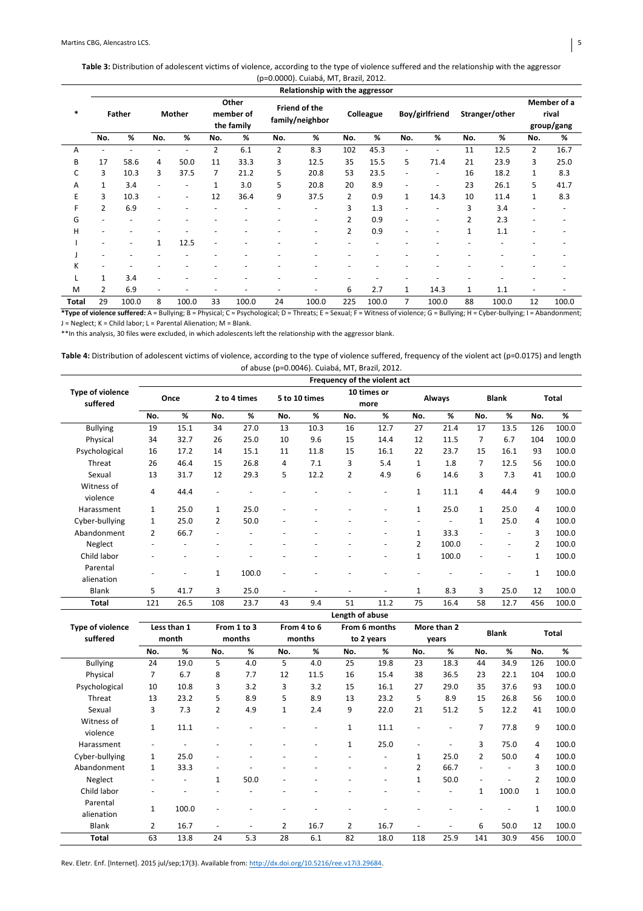**Table 3:** Distribution of adolescent victims of violence, according to the type of violence suffered and the relationship with the aggressor (p=0.0000). Cuiabá, MT, Brazil, 2012.

| * | Relationship with the aggressor | | | | | | | | | | | | | | | |
|---|---|---|---|---|---|---|---|---|---|---|---|---|---|---|---|---|
| | Father | | Mother | | Other member of the family | | Friend of the family/neighbor | | Colleague | | Boy/girlfriend | | Stranger/other | | Member of a rival group/gang | |
| | No. | % | No. | % | No. | % | No. | % | No. | % | No. | % | No. | % | No. | % |
| A | - | - | - | - | 2 | 6.1 | 2 | 8.3 | 102 | 45.3 | - | - | 11 | 12.5 | 2 | 16.7 |
| B | 17 | 58.6 | 4 | 50.0 | 11 | 33.3 | 3 | 12.5 | 35 | 15.5 | 5 | 71.4 | 21 | 23.9 | 3 | 25.0 |
| C | 3 | 10.3 | 3 | 37.5 | 7 | 21.2 | 5 | 20.8 | 53 | 23.5 | - | - | 16 | 18.2 | 1 | 8.3 |
| A | 1 | 3.4 | - | - | 1 | 3.0 | 5 | 20.8 | 20 | 8.9 | - | - | 23 | 26.1 | 5 | 41.7 |
| E | 3 | 10.3 | - | - | 12 | 36.4 | 9 | 37.5 | 2 | 0.9 | 1 | 14.3 | 10 | 11.4 | 1 | 8.3 |
| F | 2 | 6.9 | - | - | - | - | - | - | 3 | 1.3 | - | - | 3 | 3.4 | - | - |
| G | - | - | - | - | - | - | - | - | 2 | 0.9 | - | - | 2 | 2.3 | - | - |
| H | - | - | - | - | - | - | - | - | 2 | 0.9 | - | - | 1 | 1.1 | - | - |
| I | - | - | 1 | 12.5 | - | - | - | - | - | - | - | - | - | - | - | - |
| J | - | - | - | - | - | - | - | - | - | - | - | - | - | - | - | - |
| K | - | - | - | - | - | - | - | - | - | - | - | - | - | - | - | - |
| L | 1 | 3.4 | - | - | - | - | - | - | - | - | - | - | - | - | - | - |
| M | 2 | 6.9 | - | - | - | - | - | - | 6 | 2.7 | 1 | 14.3 | 1 | 1.1 | - | - |
| **Total** | 29 | 100.0 | 8 | 100.0 | 33 | 100.0 | 24 | 100.0 | 225 | 100.0 | 7 | 100.0 | 88 | 100.0 | 12 | 100.0 |

***Type of violence suffered:** A = Bullying; B = Physical; C = Psychological; D = Threats; E = Sexual; F = Witness of violence; G = Bullying; H = Cyber-bullying; I = Abandonment; J = Neglect; K = Child labor; L = Parental Alienation; M = Blank.

**In this analysis, 30 files were excluded, in which adolescents left the relationship with the aggressor blank.

**Table 4:** Distribution of adolescent victims of violence, according to the type of violence suffered, frequency of the violent act (p=0.0175) and length of abuse (p=0.0046). Cuiabá, MT, Brazil, 2012.

| Type of violence suffered | Frequency of the violent act | | | | | | | | | | | | | |
|---|---|---|---|---|---|---|---|---|---|---|---|---|---|---|
| | Once | | 2 to 4 times | | 5 to 10 times | | 10 times or more | | Always | | Blank | | Total | |
| | No. | % | No. | % | No. | % | No. | % | No. | % | No. | % | No. | % |
| Bullying | 19 | 15.1 | 34 | 27.0 | 13 | 10.3 | 16 | 12.7 | 27 | 21.4 | 17 | 13.5 | 126 | 100.0 |
| Physical | 34 | 32.7 | 26 | 25.0 | 10 | 9.6 | 15 | 14.4 | 12 | 11.5 | 7 | 6.7 | 104 | 100.0 |
| Psychological | 16 | 17.2 | 14 | 15.1 | 11 | 11.8 | 15 | 16.1 | 22 | 23.7 | 15 | 16.1 | 93 | 100.0 |
| Threat | 26 | 46.4 | 15 | 26.8 | 4 | 7.1 | 3 | 5.4 | 1 | 1.8 | 7 | 12.5 | 56 | 100.0 |
| Sexual | 13 | 31.7 | 12 | 29.3 | 5 | 12.2 | 2 | 4.9 | 6 | 14.6 | 3 | 7.3 | 41 | 100.0 |
| Witness of violence | 4 | 44.4 | - | - | - | - | - | - | 1 | 11.1 | 4 | 44.4 | 9 | 100.0 |
| Harassment | 1 | 25.0 | 1 | 25.0 | - | - | - | - | 1 | 25.0 | 1 | 25.0 | 4 | 100.0 |
| Cyber-bullying | 1 | 25.0 | 2 | 50.0 | - | - | - | - | - | - | 1 | 25.0 | 4 | 100.0 |
| Abandonment | 2 | 66.7 | - | - | - | - | - | - | 1 | 33.3 | - | - | 3 | 100.0 |
| Neglect | - | - | - | - | - | - | - | - | 2 | 100.0 | - | - | 2 | 100.0 |
| Child labor | - | - | - | - | - | - | - | - | 1 | 100.0 | - | - | 1 | 100.0 |
| Parental alienation | - | - | 1 | 100.0 | - | - | - | - | - | - | - | - | 1 | 100.0 |
| Blank | 5 | 41.7 | 3 | 25.0 | - | - | - | - | 1 | 8.3 | 3 | 25.0 | 12 | 100.0 |
| **Total** | 121 | 26.5 | 108 | 23.7 | 43 | 9.4 | 51 | 11.2 | 75 | 16.4 | 58 | 12.7 | 456 | 100.0 |
| | **Length of abuse** | | | | | | | | | | | | | |
| **Type of violence suffered** | Less than 1 month | | From 1 to 3 months | | From 4 to 6 months | | From 6 months to 2 years | | More than 2 years | | Blank | | Total | |
| | No. | % | No. | % | No. | % | No. | % | No. | % | No. | % | No. | % |
| Bullying | 24 | 19.0 | 5 | 4.0 | 5 | 4.0 | 25 | 19.8 | 23 | 18.3 | 44 | 34.9 | 126 | 100.0 |
| Physical | 7 | 6.7 | 8 | 7.7 | 12 | 11.5 | 16 | 15.4 | 38 | 36.5 | 23 | 22.1 | 104 | 100.0 |
| Psychological | 10 | 10.8 | 3 | 3.2 | 3 | 3.2 | 15 | 16.1 | 27 | 29.0 | 35 | 37.6 | 93 | 100.0 |
| Threat | 13 | 23.2 | 5 | 8.9 | 5 | 8.9 | 13 | 23.2 | 5 | 8.9 | 15 | 26.8 | 56 | 100.0 |
| Sexual | 3 | 7.3 | 2 | 4.9 | 1 | 2.4 | 9 | 22.0 | 21 | 51.2 | 5 | 12.2 | 41 | 100.0 |
| Witness of violence | 1 | 11.1 | - | - | - | - | 1 | 11.1 | - | - | 7 | 77.8 | 9 | 100.0 |
| Harassment | - | - | - | - | - | - | 1 | 25.0 | - | - | 3 | 75.0 | 4 | 100.0 |
| Cyber-bullying | 1 | 25.0 | - | - | - | - | - | - | 1 | 25.0 | 2 | 50.0 | 4 | 100.0 |
| Abandonment | 1 | 33.3 | - | - | - | - | - | - | 2 | 66.7 | - | - | 3 | 100.0 |
| Neglect | - | - | 1 | 50.0 | - | - | - | - | 1 | 50.0 | - | - | 2 | 100.0 |
| Child labor | - | - | - | - | - | - | - | - | - | - | 1 | 100.0 | 1 | 100.0 |
| Parental alienation | 1 | 100.0 | - | - | - | - | - | - | - | - | - | - | 1 | 100.0 |
| Blank | 2 | 16.7 | - | - | 2 | 16.7 | 2 | 16.7 | - | - | 6 | 50.0 | 12 | 100.0 |
| **Total** | 63 | 13.8 | 24 | 5.3 | 28 | 6.1 | 82 | 18.0 | 118 | 25.9 | 141 | 30.9 | 456 | 100.0 |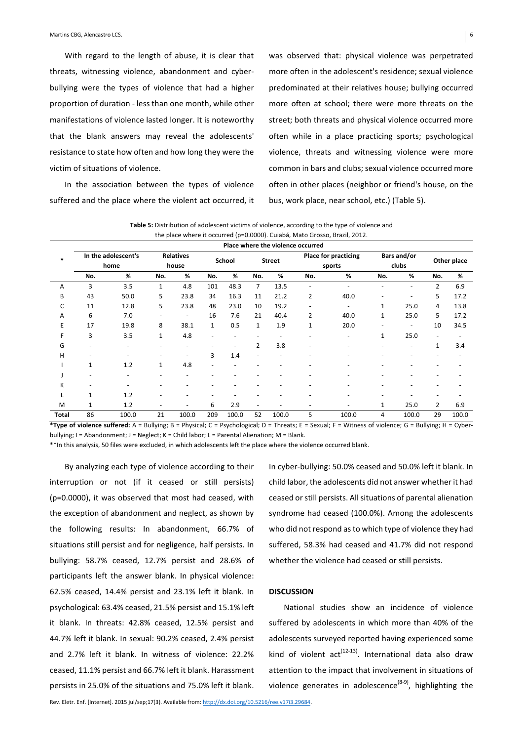With regard to the length of abuse, it is clear that threats, witnessing violence, abandonment and cyber-bullying were the types of violence that had a higher proportion of duration - less than one month, while other manifestations of violence lasted longer. It is noteworthy that the blank answers may reveal the adolescents' resistance to state how often and how long they were the victim of situations of violence.

In the association between the types of violence suffered and the place where the violent act occurred, it was observed that: physical violence was perpetrated more often in the adolescent's residence; sexual violence predominated at their relatives house; bullying occurred more often at school; there were more threats on the street; both threats and physical violence occurred more often while in a place practicing sports; psychological violence, threats and witnessing violence were more common in bars and clubs; sexual violence occurred more often in other places (neighbor or friend's house, on the bus, work place, near school, etc.) (Table 5).

**Table 5:** Distribution of adolescent victims of violence, according to the type of violence and the place where it occurred (p=0.0000). Cuiabá, Mato Grosso, Brazil, 2012.

| * | Place where the violence occurred | | | | | | | | | | | | | |
|---|---|---|---|---|---|---|---|---|---|---|---|---|---|---|
| | In the adolescent's home | | Relatives house | | School | | Street | | Place for practicing sports | | Bars and/or clubs | | Other place | |
| | No. | % | No. | % | No. | % | No. | % | No. | % | No. | % | No. | % |
| A | 3 | 3.5 | 1 | 4.8 | 101 | 48.3 | 7 | 13.5 | - | - | - | - | 2 | 6.9 |
| B | 43 | 50.0 | 5 | 23.8 | 34 | 16.3 | 11 | 21.2 | 2 | 40.0 | - | - | 5 | 17.2 |
| C | 11 | 12.8 | 5 | 23.8 | 48 | 23.0 | 10 | 19.2 | - | - | 1 | 25.0 | 4 | 13.8 |
| A | 6 | 7.0 | - | - | 16 | 7.6 | 21 | 40.4 | 2 | 40.0 | 1 | 25.0 | 5 | 17.2 |
| E | 17 | 19.8 | 8 | 38.1 | 1 | 0.5 | 1 | 1.9 | 1 | 20.0 | - | - | 10 | 34.5 |
| F | 3 | 3.5 | 1 | 4.8 | - | - | - | - | - | - | 1 | 25.0 | - | - |
| G | - | - | - | - | - | - | 2 | 3.8 | - | - | - | - | 1 | 3.4 |
| H | - | - | - | - | 3 | 1.4 | - | - | - | - | - | - | - | - |
| I | 1 | 1.2 | 1 | 4.8 | - | - | - | - | - | - | - | - | - | - |
| J | - | - | - | - | - | - | - | - | - | - | - | - | - | - |
| K | - | - | - | - | - | - | - | - | - | - | - | - | - | - |
| L | 1 | 1.2 | - | - | - | - | - | - | - | - | - | - | - | - |
| M | 1 | 1.2 | - | - | 6 | 2.9 | - | - | - | - | 1 | 25.0 | 2 | 6.9 |
| **Total** | 86 | 100.0 | 21 | 100.0 | 209 | 100.0 | 52 | 100.0 | 5 | 100.0 | 4 | 100.0 | 29 | 100.0 |

***Type of violence suffered:** A = Bullying; B = Physical; C = Psychological; D = Threats; E = Sexual; F = Witness of violence; G = Bullying; H = Cyber-bullying; I = Abandonment; J = Neglect; K = Child labor; L = Parental Alienation; M = Blank.

**In this analysis, 50 files were excluded, in which adolescents left the place where the violence occurred blank.

By analyzing each type of violence according to their interruption or not (if it ceased or still persists) (p=0.0000), it was observed that most had ceased, with the exception of abandonment and neglect, as shown by the following results: In abandonment, 66.7% of situations still persist and for negligence, half persists. In bullying: 58.7% ceased, 12.7% persist and 28.6% of participants left the answer blank. In physical violence: 62.5% ceased, 14.4% persist and 23.1% left it blank. In psychological: 63.4% ceased, 21.5% persist and 15.1% left it blank. In threats: 42.8% ceased, 12.5% persist and 44.7% left it blank. In sexual: 90.2% ceased, 2.4% persist and 2.7% left it blank. In witness of violence: 22.2% ceased, 11.1% persist and 66.7% left it blank. Harassment persists in 25.0% of the situations and 75.0% left it blank. In cyber-bullying: 50.0% ceased and 50.0% left it blank. In child labor, the adolescents did not answer whether it had ceased or still persists. All situations of parental alienation syndrome had ceased (100.0%). Among the adolescents who did not respond as to which type of violence they had suffered, 58.3% had ceased and 41.7% did not respond whether the violence had ceased or still persists.

## DISCUSSION

National studies show an incidence of violence suffered by adolescents in which more than 40% of the adolescents surveyed reported having experienced some kind of violent act[12-13]. International data also draw attention to the impact that involvement in situations of violence generates in adolescence[8-9], highlighting the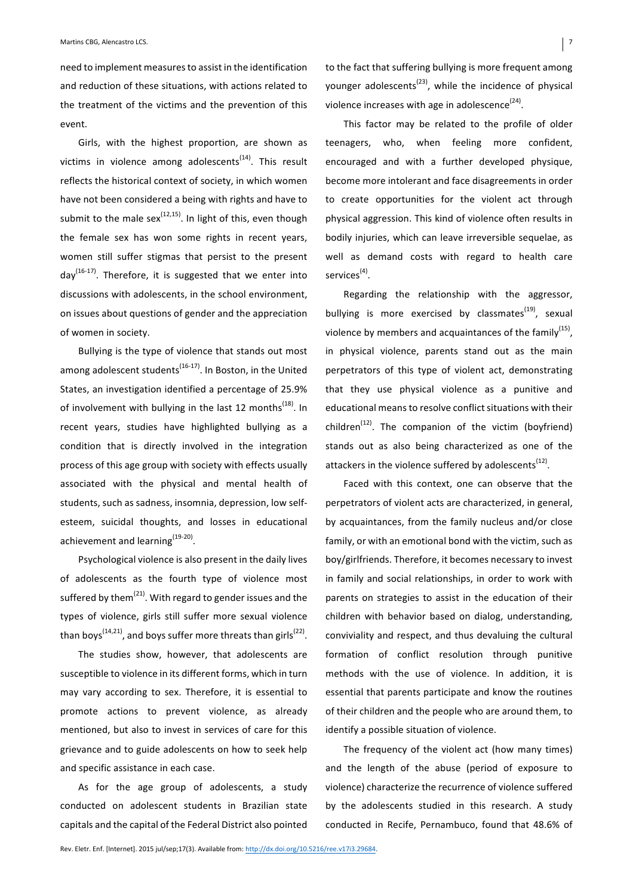need to implement measures to assist in the identification and reduction of these situations, with actions related to the treatment of the victims and the prevention of this event.

Girls, with the highest proportion, are shown as victims in violence among adolescents[14]. This result reflects the historical context of society, in which women have not been considered a being with rights and have to submit to the male sex[12,15]. In light of this, even though the female sex has won some rights in recent years, women still suffer stigmas that persist to the present day[16-17]. Therefore, it is suggested that we enter into discussions with adolescents, in the school environment, on issues about questions of gender and the appreciation of women in society.

Bullying is the type of violence that stands out most among adolescent students[16-17]. In Boston, in the United States, an investigation identified a percentage of 25.9% of involvement with bullying in the last 12 months[18]. In recent years, studies have highlighted bullying as a condition that is directly involved in the integration process of this age group with society with effects usually associated with the physical and mental health of students, such as sadness, insomnia, depression, low self-esteem, suicidal thoughts, and losses in educational achievement and learning[19-20].

Psychological violence is also present in the daily lives of adolescents as the fourth type of violence most suffered by them[21]. With regard to gender issues and the types of violence, girls still suffer more sexual violence than boys[14,21], and boys suffer more threats than girls[22].

The studies show, however, that adolescents are susceptible to violence in its different forms, which in turn may vary according to sex. Therefore, it is essential to promote actions to prevent violence, as already mentioned, but also to invest in services of care for this grievance and to guide adolescents on how to seek help and specific assistance in each case.

As for the age group of adolescents, a study conducted on adolescent students in Brazilian state capitals and the capital of the Federal District also pointed to the fact that suffering bullying is more frequent among younger adolescents[23], while the incidence of physical violence increases with age in adolescence[24].

This factor may be related to the profile of older teenagers, who, when feeling more confident, encouraged and with a further developed physique, become more intolerant and face disagreements in order to create opportunities for the violent act through physical aggression. This kind of violence often results in bodily injuries, which can leave irreversible sequelae, as well as demand costs with regard to health care services[4].

Regarding the relationship with the aggressor, bullying is more exercised by classmates[19], sexual violence by members and acquaintances of the family[15], in physical violence, parents stand out as the main perpetrators of this type of violent act, demonstrating that they use physical violence as a punitive and educational means to resolve conflict situations with their children[12]. The companion of the victim (boyfriend) stands out as also being characterized as one of the attackers in the violence suffered by adolescents[12].

Faced with this context, one can observe that the perpetrators of violent acts are characterized, in general, by acquaintances, from the family nucleus and/or close family, or with an emotional bond with the victim, such as boy/girlfriends. Therefore, it becomes necessary to invest in family and social relationships, in order to work with parents on strategies to assist in the education of their children with behavior based on dialog, understanding, conviviality and respect, and thus devaluing the cultural formation of conflict resolution through punitive methods with the use of violence. In addition, it is essential that parents participate and know the routines of their children and the people who are around them, to identify a possible situation of violence.

The frequency of the violent act (how many times) and the length of the abuse (period of exposure to violence) characterize the recurrence of violence suffered by the adolescents studied in this research. A study conducted in Recife, Pernambuco, found that 48.6% of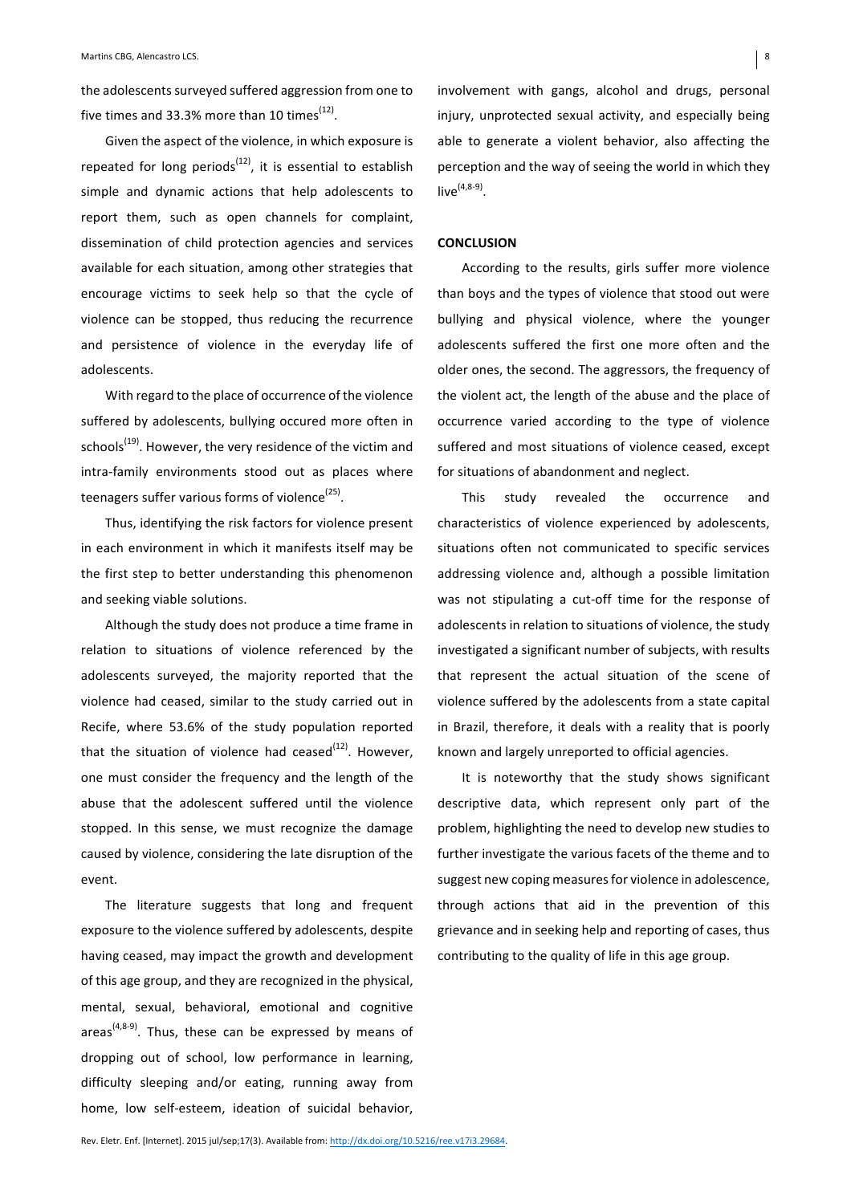the adolescents surveyed suffered aggression from one to five times and 33.3% more than 10 times[12].

Given the aspect of the violence, in which exposure is repeated for long periods[12], it is essential to establish simple and dynamic actions that help adolescents to report them, such as open channels for complaint, dissemination of child protection agencies and services available for each situation, among other strategies that encourage victims to seek help so that the cycle of violence can be stopped, thus reducing the recurrence and persistence of violence in the everyday life of adolescents.

With regard to the place of occurrence of the violence suffered by adolescents, bullying occured more often in schools[19]. However, the very residence of the victim and intra-family environments stood out as places where teenagers suffer various forms of violence[25].

Thus, identifying the risk factors for violence present in each environment in which it manifests itself may be the first step to better understanding this phenomenon and seeking viable solutions.

Although the study does not produce a time frame in relation to situations of violence referenced by the adolescents surveyed, the majority reported that the violence had ceased, similar to the study carried out in Recife, where 53.6% of the study population reported that the situation of violence had ceased[12]. However, one must consider the frequency and the length of the abuse that the adolescent suffered until the violence stopped. In this sense, we must recognize the damage caused by violence, considering the late disruption of the event.

The literature suggests that long and frequent exposure to the violence suffered by adolescents, despite having ceased, may impact the growth and development of this age group, and they are recognized in the physical, mental, sexual, behavioral, emotional and cognitive areas[4,8-9]. Thus, these can be expressed by means of dropping out of school, low performance in learning, difficulty sleeping and/or eating, running away from home, low self-esteem, ideation of suicidal behavior, involvement with gangs, alcohol and drugs, personal injury, unprotected sexual activity, and especially being able to generate a violent behavior, also affecting the perception and the way of seeing the world in which they live[4,8-9].

## CONCLUSION

According to the results, girls suffer more violence than boys and the types of violence that stood out were bullying and physical violence, where the younger adolescents suffered the first one more often and the older ones, the second. The aggressors, the frequency of the violent act, the length of the abuse and the place of occurrence varied according to the type of violence suffered and most situations of violence ceased, except for situations of abandonment and neglect.

This study revealed the occurrence and characteristics of violence experienced by adolescents, situations often not communicated to specific services addressing violence and, although a possible limitation was not stipulating a cut-off time for the response of adolescents in relation to situations of violence, the study investigated a significant number of subjects, with results that represent the actual situation of the scene of violence suffered by the adolescents from a state capital in Brazil, therefore, it deals with a reality that is poorly known and largely unreported to official agencies.

It is noteworthy that the study shows significant descriptive data, which represent only part of the problem, highlighting the need to develop new studies to further investigate the various facets of the theme and to suggest new coping measures for violence in adolescence, through actions that aid in the prevention of this grievance and in seeking help and reporting of cases, thus contributing to the quality of life in this age group.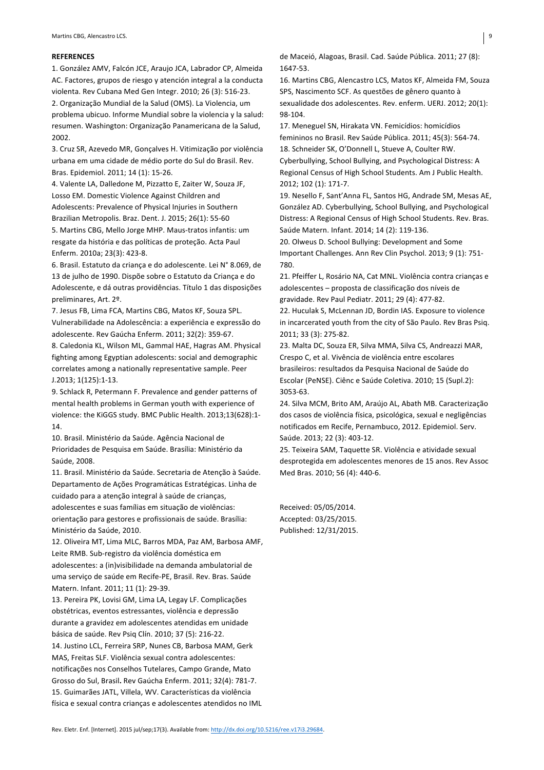**REFERENCES**

1. González AMV, Falcón JCE, Araujo JCA, Labrador CP, Almeida AC. Factores, grupos de riesgo y atención integral a la conducta violenta. Rev Cubana Med Gen Integr. 2010; 26 (3): 516-23.

2. Organização Mundial de la Salud (OMS). La Violencia, um problema ubicuo. Informe Mundial sobre la violencia y la salud: resumen. Washington: Organização Panamericana de la Salud, 2002.

3. Cruz SR, Azevedo MR, Gonçalves H. Vitimização por violência urbana em uma cidade de médio porte do Sul do Brasil. Rev. Bras. Epidemiol. 2011; 14 (1): 15-26.

4. Valente LA, Dalledone M, Pizzatto E, Zaiter W, Souza JF, Losso EM. Domestic Violence Against Children and Adolescents: Prevalence of Physical Injuries in Southern Brazilian Metropolis. Braz. Dent. J. 2015; 26(1): 55-60

5. Martins CBG, Mello Jorge MHP. Maus-tratos infantis: um resgate da história e das políticas de proteção. Acta Paul Enferm. 2010a; 23(3): 423-8.

6. Brasil. Estatuto da criança e do adolescente. Lei N° 8.069, de 13 de julho de 1990. Dispõe sobre o Estatuto da Criança e do Adolescente, e dá outras providências. Título 1 das disposições preliminares, Art. 2º.

7. Jesus FB, Lima FCA, Martins CBG, Matos KF, Souza SPL. Vulnerabilidade na Adolescência: a experiência e expressão do adolescente. Rev Gaúcha Enferm. 2011; 32(2): 359-67.

8. Caledonia KL, Wilson ML, Gammal HAE, Hagras AM. Physical fighting among Egyptian adolescents: social and demographic correlates among a nationally representative sample. Peer J.2013; 1(125):1-13.

9. Schlack R, Petermann F. Prevalence and gender patterns of mental health problems in German youth with experience of violence: the KiGGS study. BMC Public Health. 2013;13(628):1-14.

10. Brasil. Ministério da Saúde. Agência Nacional de Prioridades de Pesquisa em Saúde. Brasília: Ministério da Saúde, 2008.

11. Brasil. Ministério da Saúde. Secretaria de Atenção à Saúde. Departamento de Ações Programáticas Estratégicas. Linha de cuidado para a atenção integral à saúde de crianças, adolescentes e suas famílias em situação de violências: orientação para gestores e profissionais de saúde. Brasília: Ministério da Saúde, 2010.

12. Oliveira MT, Lima MLC, Barros MDA, Paz AM, Barbosa AMF, Leite RMB. Sub-registro da violência doméstica em adolescentes: a (in)visibilidade na demanda ambulatorial de uma serviço de saúde em Recife-PE, Brasil. Rev. Bras. Saúde Matern. Infant. 2011; 11 (1): 29-39.

13. Pereira PK, Lovisi GM, Lima LA, Legay LF. Complicações obstétricas, eventos estressantes, violência e depressão durante a gravidez em adolescentes atendidas em unidade básica de saúde. Rev Psiq Clín. 2010; 37 (5): 216-22.

14. Justino LCL, Ferreira SRP, Nunes CB, Barbosa MAM, Gerk MAS, Freitas SLF. Violência sexual contra adolescentes: notificações nos Conselhos Tutelares, Campo Grande, Mato Grosso do Sul, Brasil. Rev Gaúcha Enferm. 2011; 32(4): 781-7.

15. Guimarães JATL, Villela, WV. Características da violência física e sexual contra crianças e adolescentes atendidos no IML de Maceió, Alagoas, Brasil. Cad. Saúde Pública. 2011; 27 (8): 1647-53.

16. Martins CBG, Alencastro LCS, Matos KF, Almeida FM, Souza SPS, Nascimento SCF. As questões de gênero quanto à sexualidade dos adolescentes. Rev. enferm. UERJ. 2012; 20(1): 98-104.

17. Meneguel SN, Hirakata VN. Femicídios: homicídios femininos no Brasil. Rev Saúde Pública. 2011; 45(3): 564-74.

18. Schneider SK, O'Donnell L, Stueve A, Coulter RW. Cyberbullying, School Bullying, and Psychological Distress: A Regional Census of High School Students. Am J Public Health. 2012; 102 (1): 171-7.

19. Nesello F, Sant'Anna FL, Santos HG, Andrade SM, Mesas AE, González AD. Cyberbullying, School Bullying, and Psychological Distress: A Regional Census of High School Students. Rev. Bras. Saúde Matern. Infant. 2014; 14 (2): 119-136.

20. Olweus D. School Bullying: Development and Some Important Challenges. Ann Rev Clin Psychol. 2013; 9 (1): 751-780.

21. Pfeiffer L, Rosário NA, Cat MNL. Violência contra crianças e adolescentes – proposta de classificação dos níveis de gravidade. Rev Paul Pediatr. 2011; 29 (4): 477-82.

22. Huculak S, McLennan JD, Bordin IAS. Exposure to violence in incarcerated youth from the city of São Paulo. Rev Bras Psiq. 2011; 33 (3): 275-82.

23. Malta DC, Souza ER, Silva MMA, Silva CS, Andreazzi MAR, Crespo C, et al. Vivência de violência entre escolares brasileiros: resultados da Pesquisa Nacional de Saúde do Escolar (PeNSE). Ciênc e Saúde Coletiva. 2010; 15 (Supl.2): 3053-63.

24. Silva MCM, Brito AM, Araújo AL, Abath MB. Caracterização dos casos de violência física, psicológica, sexual e negligências notificados em Recife, Pernambuco, 2012. Epidemiol. Serv. Saúde. 2013; 22 (3): 403-12.

25. Teixeira SAM, Taquette SR. Violência e atividade sexual desprotegida em adolescentes menores de 15 anos. Rev Assoc Med Bras. 2010; 56 (4): 440-6.

Received: 05/05/2014.
Accepted: 03/25/2015.
Published: 12/31/2015.